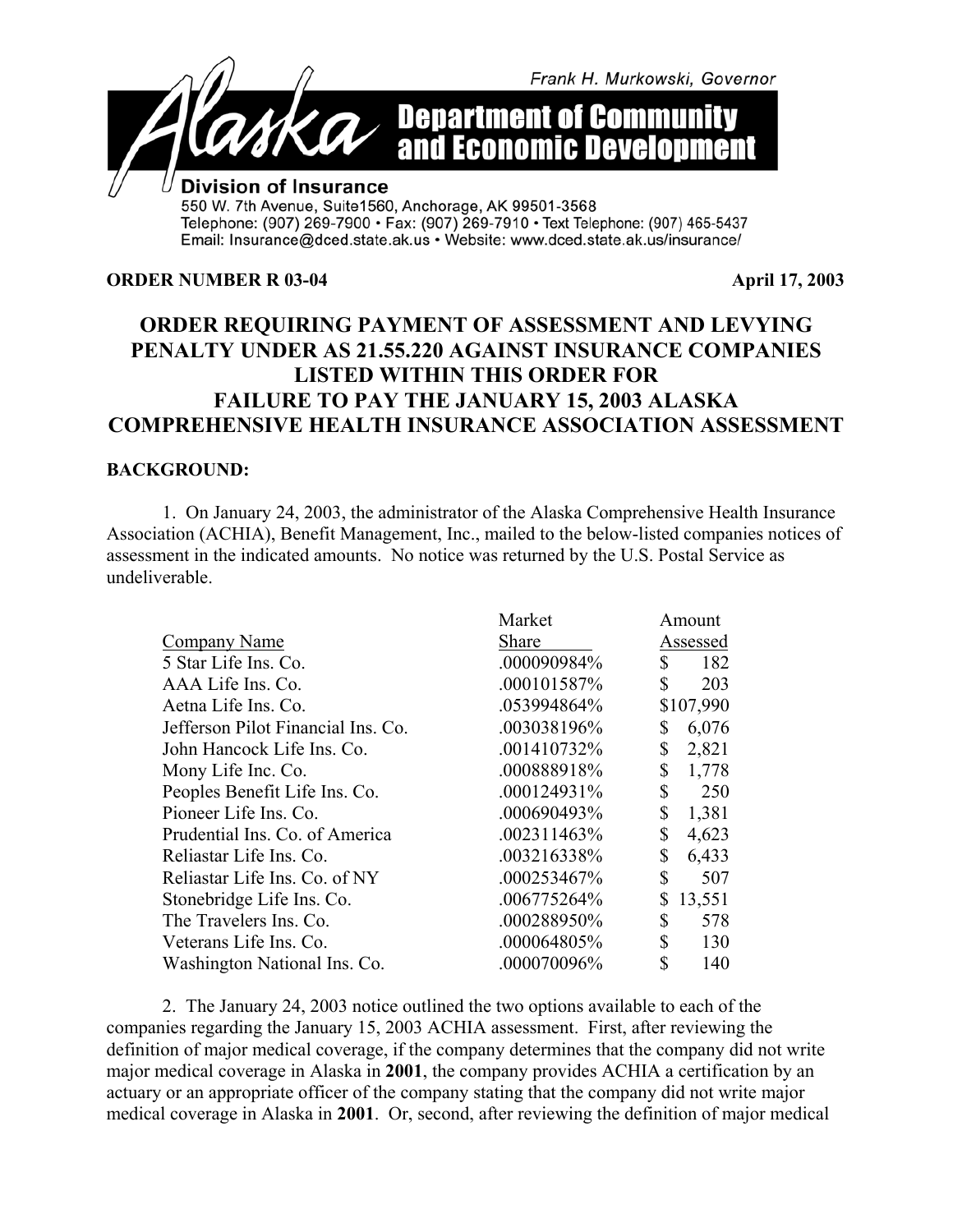Frank H. Murkowski, Governor

# Alaska Department of Community and Economic Development

**Division of Insurance**
550 W. 7th Avenue, Suite1560, Anchorage, AK 99501-3568
Telephone: (907) 269-7900 • Fax: (907) 269-7910 • Text Telephone: (907) 465-5437
Email: Insurance@dced.state.ak.us • Website: www.dced.state.ak.us/insurance/

**ORDER NUMBER R 03-04** **April 17, 2003**

## ORDER REQUIRING PAYMENT OF ASSESSMENT AND LEVYING PENALTY UNDER AS 21.55.220 AGAINST INSURANCE COMPANIES LISTED WITHIN THIS ORDER FOR FAILURE TO PAY THE JANUARY 15, 2003 ALASKA COMPREHENSIVE HEALTH INSURANCE ASSOCIATION ASSESSMENT

**BACKGROUND:**

1. On January 24, 2003, the administrator of the Alaska Comprehensive Health Insurance Association (ACHIA), Benefit Management, Inc., mailed to the below-listed companies notices of assessment in the indicated amounts. No notice was returned by the U.S. Postal Service as undeliverable.

| Company Name | Market Share | Amount Assessed |
|---|---|---|
| 5 Star Life Ins. Co. | .000090984% | $ 182 |
| AAA Life Ins. Co. | .000101587% | $ 203 |
| Aetna Life Ins. Co. | .053994864% | $107,990 |
| Jefferson Pilot Financial Ins. Co. | .003038196% | $ 6,076 |
| John Hancock Life Ins. Co. | .001410732% | $ 2,821 |
| Mony Life Inc. Co. | .000888918% | $ 1,778 |
| Peoples Benefit Life Ins. Co. | .000124931% | $ 250 |
| Pioneer Life Ins. Co. | .000690493% | $ 1,381 |
| Prudential Ins. Co. of America | .002311463% | $ 4,623 |
| Reliastar Life Ins. Co. | .003216338% | $ 6,433 |
| Reliastar Life Ins. Co. of NY | .000253467% | $ 507 |
| Stonebridge Life Ins. Co. | .006775264% | $ 13,551 |
| The Travelers Ins. Co. | .000288950% | $ 578 |
| Veterans Life Ins. Co. | .000064805% | $ 130 |
| Washington National Ins. Co. | .000070096% | $ 140 |

2. The January 24, 2003 notice outlined the two options available to each of the companies regarding the January 15, 2003 ACHIA assessment. First, after reviewing the definition of major medical coverage, if the company determines that the company did not write major medical coverage in Alaska in **2001**, the company provides ACHIA a certification by an actuary or an appropriate officer of the company stating that the company did not write major medical coverage in Alaska in **2001**. Or, second, after reviewing the definition of major medical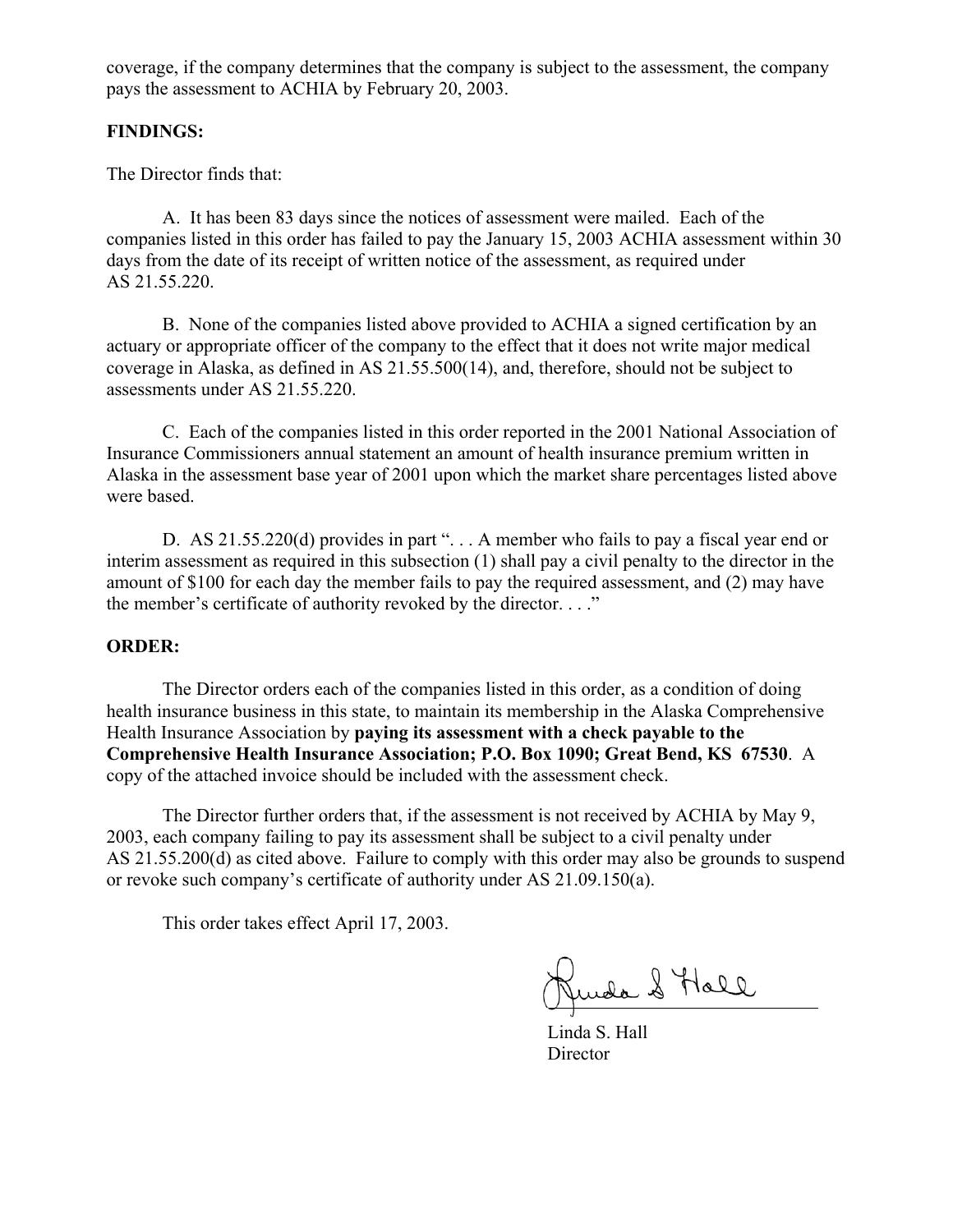coverage, if the company determines that the company is subject to the assessment, the company pays the assessment to ACHIA by February 20, 2003.

**FINDINGS:**

The Director finds that:

A. It has been 83 days since the notices of assessment were mailed. Each of the companies listed in this order has failed to pay the January 15, 2003 ACHIA assessment within 30 days from the date of its receipt of written notice of the assessment, as required under AS 21.55.220.

B. None of the companies listed above provided to ACHIA a signed certification by an actuary or appropriate officer of the company to the effect that it does not write major medical coverage in Alaska, as defined in AS 21.55.500(14), and, therefore, should not be subject to assessments under AS 21.55.220.

C. Each of the companies listed in this order reported in the 2001 National Association of Insurance Commissioners annual statement an amount of health insurance premium written in Alaska in the assessment base year of 2001 upon which the market share percentages listed above were based.

D. AS 21.55.220(d) provides in part ". . . A member who fails to pay a fiscal year end or interim assessment as required in this subsection (1) shall pay a civil penalty to the director in the amount of $100 for each day the member fails to pay the required assessment, and (2) may have the member's certificate of authority revoked by the director. . . ."

**ORDER:**

The Director orders each of the companies listed in this order, as a condition of doing health insurance business in this state, to maintain its membership in the Alaska Comprehensive Health Insurance Association by **paying its assessment with a check payable to the Comprehensive Health Insurance Association; P.O. Box 1090; Great Bend, KS 67530**. A copy of the attached invoice should be included with the assessment check.

The Director further orders that, if the assessment is not received by ACHIA by May 9, 2003, each company failing to pay its assessment shall be subject to a civil penalty under AS 21.55.200(d) as cited above. Failure to comply with this order may also be grounds to suspend or revoke such company's certificate of authority under AS 21.09.150(a).

This order takes effect April 17, 2003.

Linda S. Hall
Director